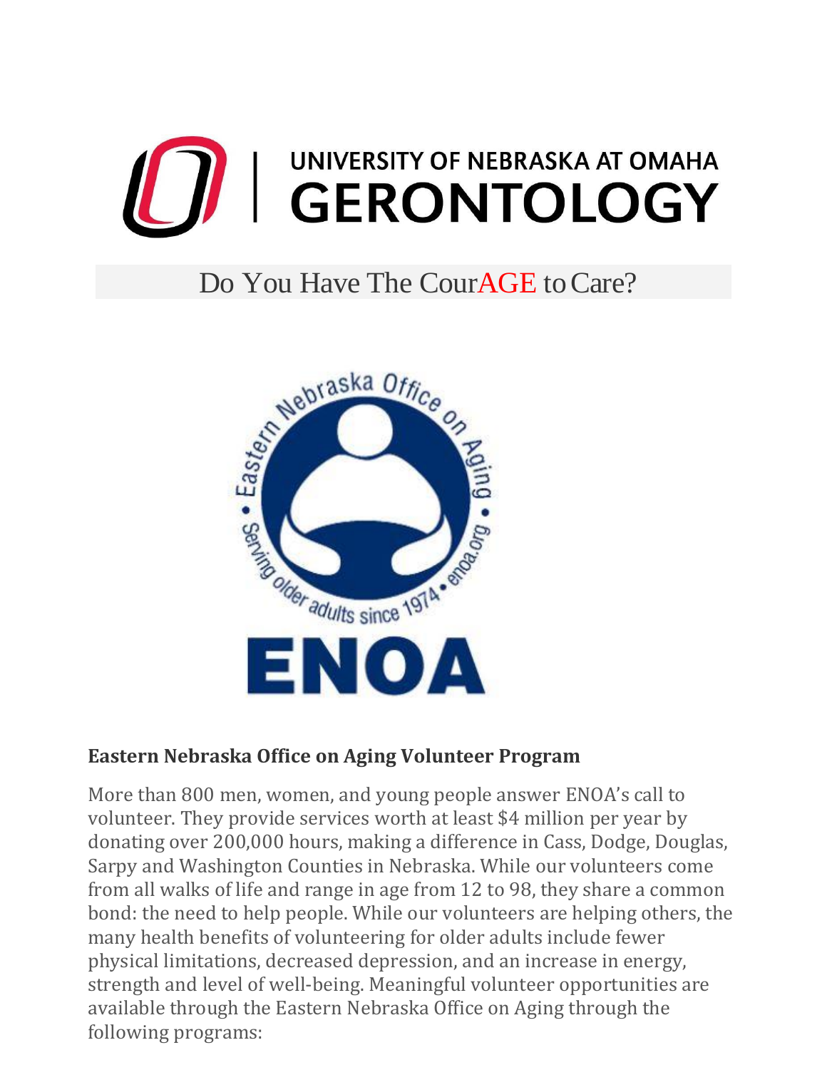# UNIVERSITY OF NEBRASKA AT OMAHA GERONTOLOGY

## Do You Have The CourAGE to Care?

Eastern Nebraska Office on Aging • Serving older adults since 1974 • enoa.org

ENOA

### Eastern Nebraska Office on Aging Volunteer Program

More than 800 men, women, and young people answer ENOA's call to volunteer. They provide services worth at least $4 million per year by donating over 200,000 hours, making a difference in Cass, Dodge, Douglas, Sarpy and Washington Counties in Nebraska. While our volunteers come from all walks of life and range in age from 12 to 98, they share a common bond: the need to help people. While our volunteers are helping others, the many health benefits of volunteering for older adults include fewer physical limitations, decreased depression, and an increase in energy, strength and level of well-being. Meaningful volunteer opportunities are available through the Eastern Nebraska Office on Aging through the following programs: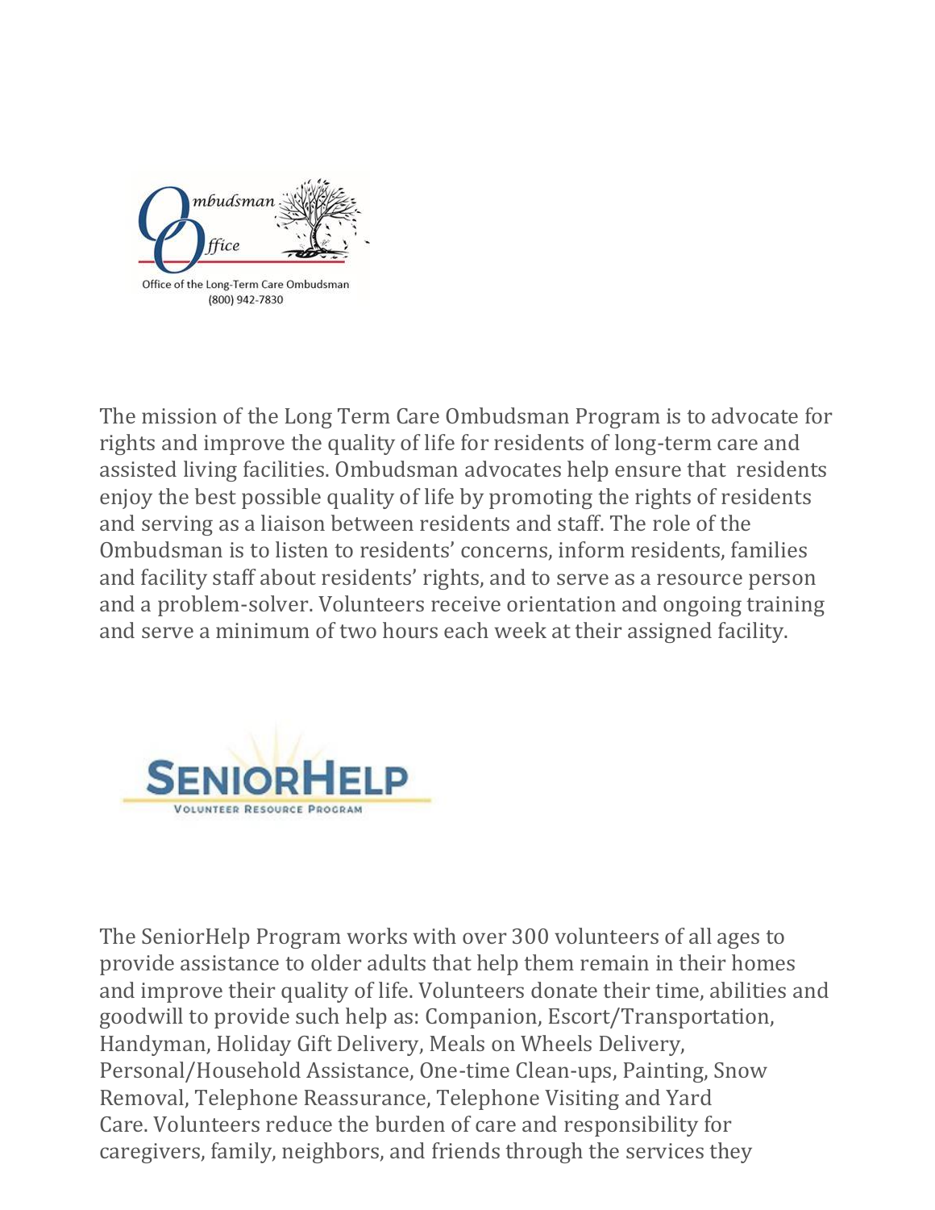Ombudsman Office

Office of the Long-Term Care Ombudsman
(800) 942-7830

The mission of the Long Term Care Ombudsman Program is to advocate for rights and improve the quality of life for residents of long-term care and assisted living facilities. Ombudsman advocates help ensure that residents enjoy the best possible quality of life by promoting the rights of residents and serving as a liaison between residents and staff. The role of the Ombudsman is to listen to residents' concerns, inform residents, families and facility staff about residents' rights, and to serve as a resource person and a problem-solver. Volunteers receive orientation and ongoing training and serve a minimum of two hours each week at their assigned facility.

SeniorHelp

Volunteer Resource Program

The SeniorHelp Program works with over 300 volunteers of all ages to provide assistance to older adults that help them remain in their homes and improve their quality of life. Volunteers donate their time, abilities and goodwill to provide such help as: Companion, Escort/Transportation, Handyman, Holiday Gift Delivery, Meals on Wheels Delivery, Personal/Household Assistance, One-time Clean-ups, Painting, Snow Removal, Telephone Reassurance, Telephone Visiting and Yard Care. Volunteers reduce the burden of care and responsibility for caregivers, family, neighbors, and friends through the services they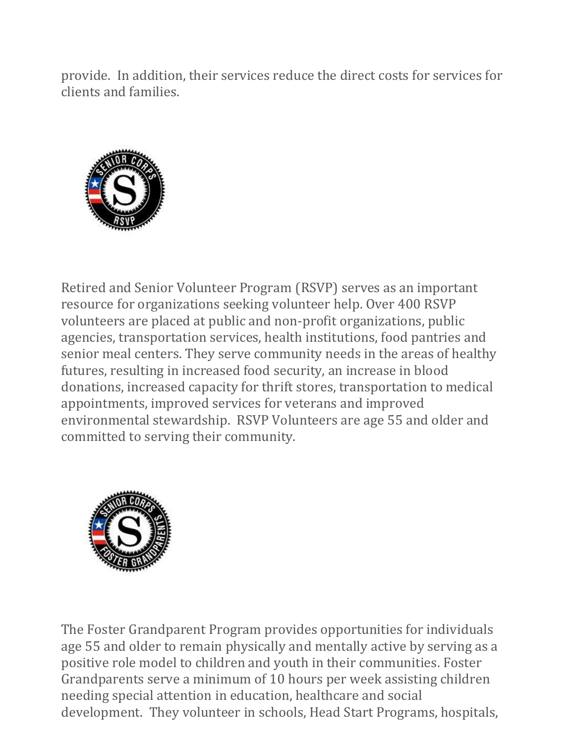provide. In addition, their services reduce the direct costs for services for clients and families.

Retired and Senior Volunteer Program (RSVP) serves as an important resource for organizations seeking volunteer help. Over 400 RSVP volunteers are placed at public and non-profit organizations, public agencies, transportation services, health institutions, food pantries and senior meal centers. They serve community needs in the areas of healthy futures, resulting in increased food security, an increase in blood donations, increased capacity for thrift stores, transportation to medical appointments, improved services for veterans and improved environmental stewardship. RSVP Volunteers are age 55 and older and committed to serving their community.

The Foster Grandparent Program provides opportunities for individuals age 55 and older to remain physically and mentally active by serving as a positive role model to children and youth in their communities. Foster Grandparents serve a minimum of 10 hours per week assisting children needing special attention in education, healthcare and social development. They volunteer in schools, Head Start Programs, hospitals,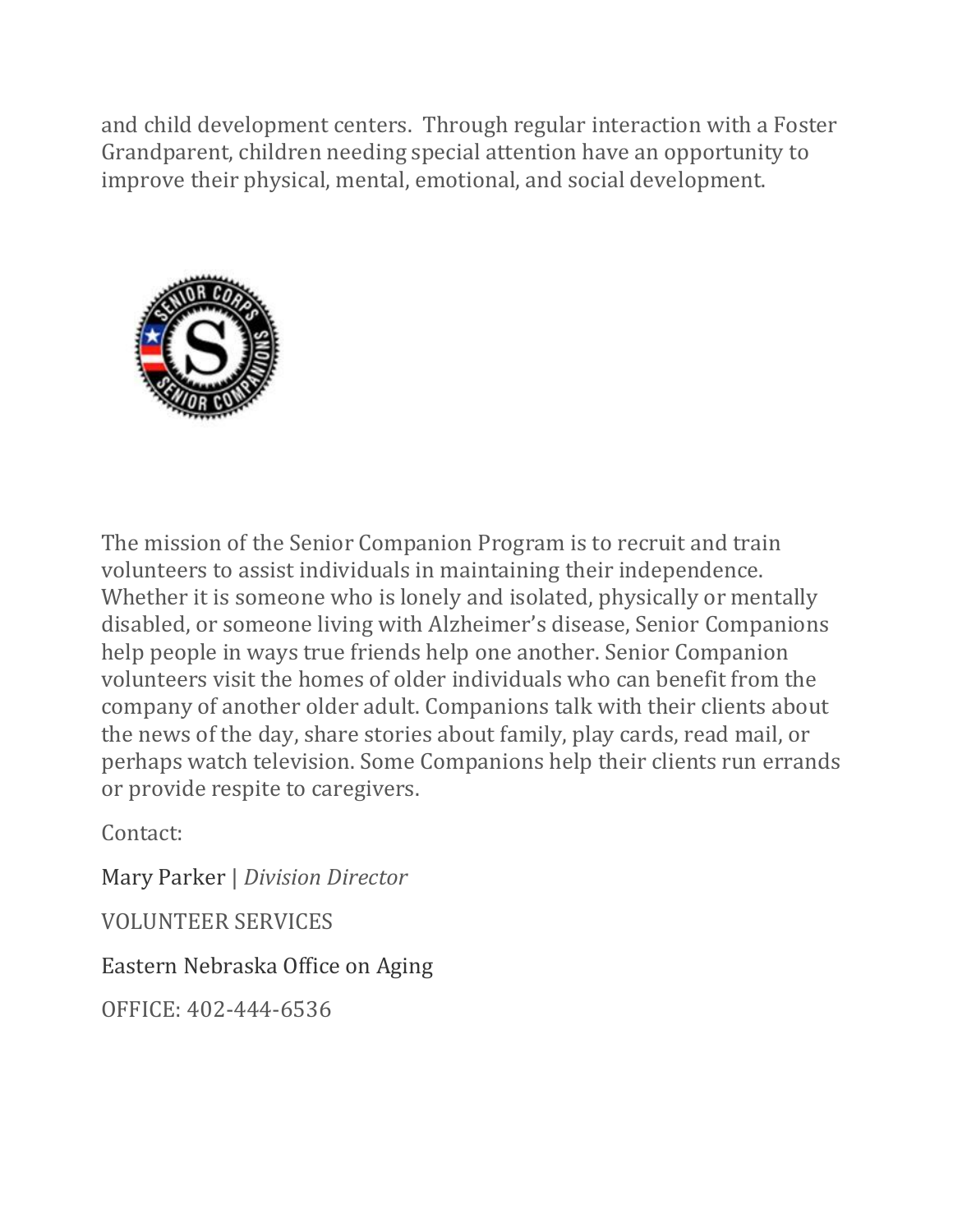and child development centers. Through regular interaction with a Foster Grandparent, children needing special attention have an opportunity to improve their physical, mental, emotional, and social development.

The mission of the Senior Companion Program is to recruit and train volunteers to assist individuals in maintaining their independence. Whether it is someone who is lonely and isolated, physically or mentally disabled, or someone living with Alzheimer's disease, Senior Companions help people in ways true friends help one another. Senior Companion volunteers visit the homes of older individuals who can benefit from the company of another older adult. Companions talk with their clients about the news of the day, share stories about family, play cards, read mail, or perhaps watch television. Some Companions help their clients run errands or provide respite to caregivers.

Contact:

Mary Parker | *Division Director*

VOLUNTEER SERVICES

Eastern Nebraska Office on Aging

OFFICE: 402-444-6536